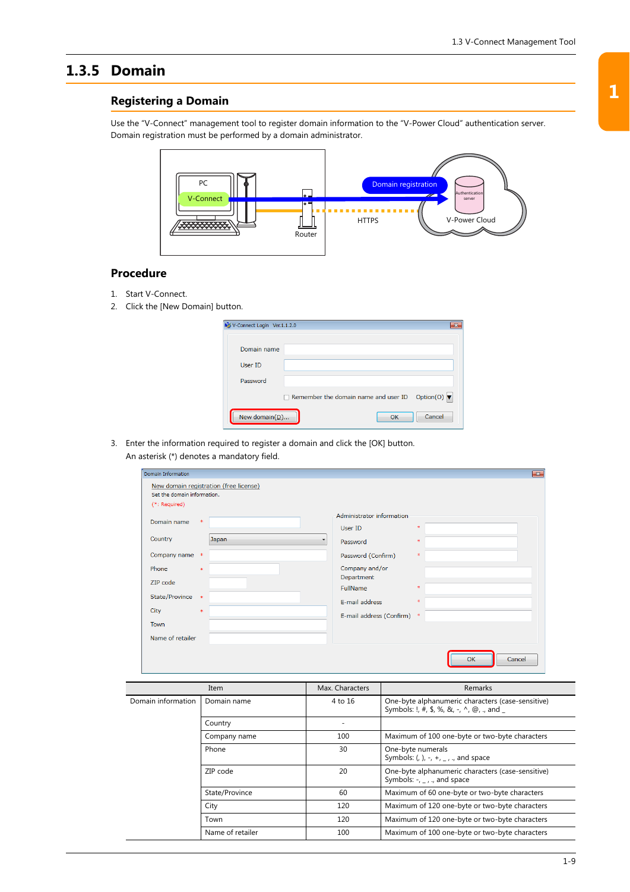## 1.3.5 Domain

### Registering a Domain

Use the "V-Connect" management tool to register domain information to the "V-Power Cloud" authentication server.
Domain registration must be performed by a domain administrator.

### Procedure

1. Start V-Connect.
2. Click the [New Domain] button.
3. Enter the information required to register a domain and click the [OK] button.
   An asterisk (*) denotes a mandatory field.

| Item | | Max. Characters | Remarks |
|---|---|---|---|
| Domain information | Domain name | 4 to 16 | One-byte alphanumeric characters (case-sensitive)<br>Symbols: !, #, $, %, &, -, ^, @, ., and _ |
| | Country | - | |
| | Company name | 100 | Maximum of 100 one-byte or two-byte characters |
| | Phone | 30 | One-byte numerals<br>Symbols: (, ), -, +, _, ., and space |
| | ZIP code | 20 | One-byte alphanumeric characters (case-sensitive)<br>Symbols: -, _, ., and space |
| | State/Province | 60 | Maximum of 60 one-byte or two-byte characters |
| | City | 120 | Maximum of 120 one-byte or two-byte characters |
| | Town | 120 | Maximum of 120 one-byte or two-byte characters |
| | Name of retailer | 100 | Maximum of 100 one-byte or two-byte characters |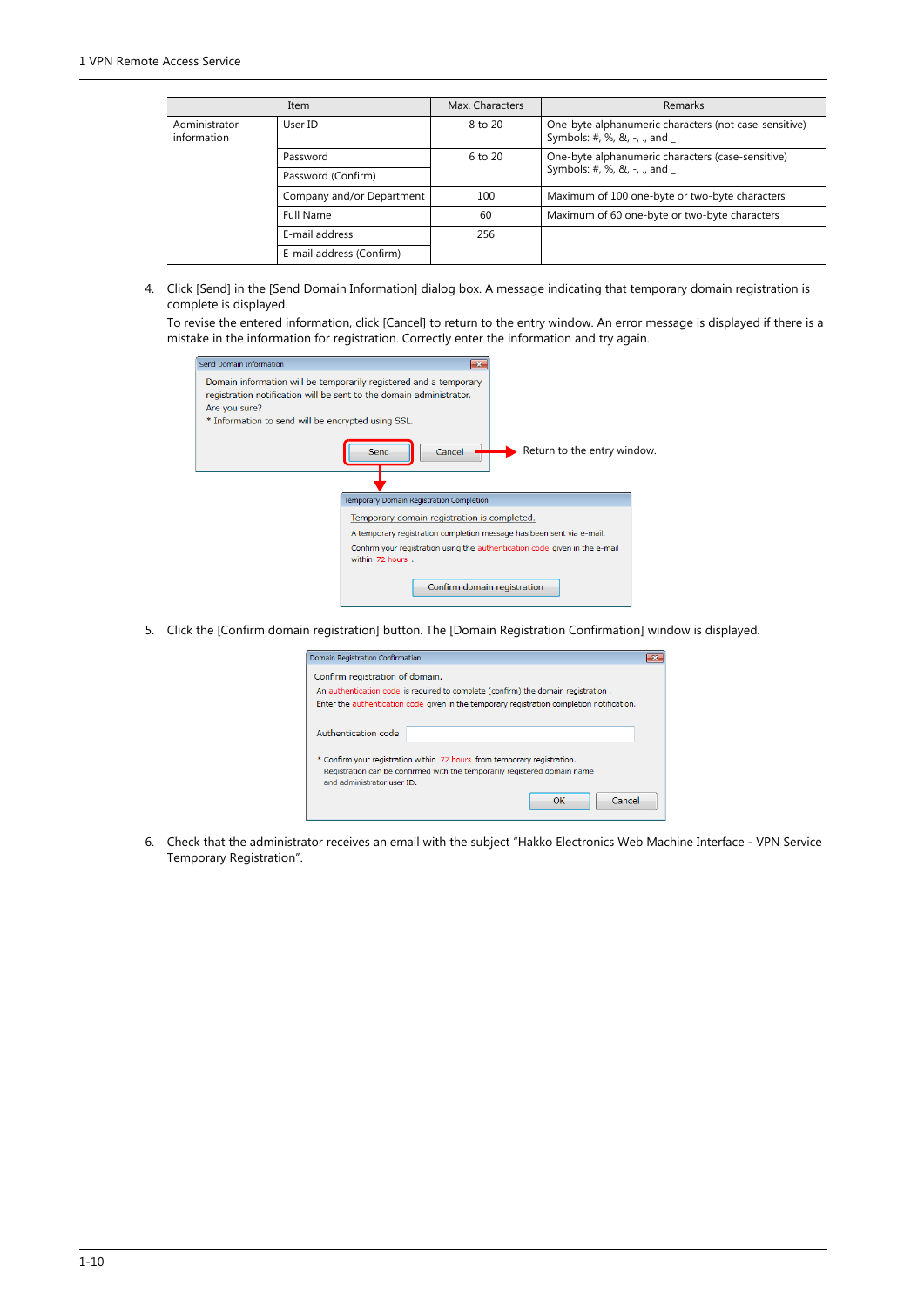| Item | | Max. Characters | Remarks |
|---|---|---|---|
| Administrator information | User ID | 8 to 20 | One-byte alphanumeric characters (not case-sensitive) Symbols: #, %, &, -, ., and _ |
| | Password | 6 to 20 | One-byte alphanumeric characters (case-sensitive) Symbols: #, %, &, -, ., and _ |
| | Password (Confirm) | | |
| | Company and/or Department | 100 | Maximum of 100 one-byte or two-byte characters |
| | Full Name | 60 | Maximum of 60 one-byte or two-byte characters |
| | E-mail address | 256 | |
| | E-mail address (Confirm) | | |

4. Click [Send] in the [Send Domain Information] dialog box. A message indicating that temporary domain registration is complete is displayed.
   To revise the entered information, click [Cancel] to return to the entry window. An error message is displayed if there is a mistake in the information for registration. Correctly enter the information and try again.

   Send Domain Information

   Domain information will be temporarily registered and a temporary registration notification will be sent to the domain administrator.
   Are you sure?
   * Information to send will be encrypted using SSL.

   Send | Cancel → Return to the entry window.

   Temporary Domain Registration Completion

   Temporary domain registration is completed.
   A temporary registration completion message has been sent via e-mail.
   Confirm your registration using the authentication code given in the e-mail within 72 hours .

   Confirm domain registration

5. Click the [Confirm domain registration] button. The [Domain Registration Confirmation] window is displayed.

   Domain Registration Confirmation

   Confirm registration of domain.
   An authentication code is required to complete (confirm) the domain registration .
   Enter the authentication code given in the temporary registration completion notification.

   Authentication code

   * Confirm your registration within 72 hours from temporary registration.
   Registration can be confirmed with the temporarily registered domain name and administrator user ID.

   OK | Cancel

6. Check that the administrator receives an email with the subject "Hakko Electronics Web Machine Interface - VPN Service Temporary Registration".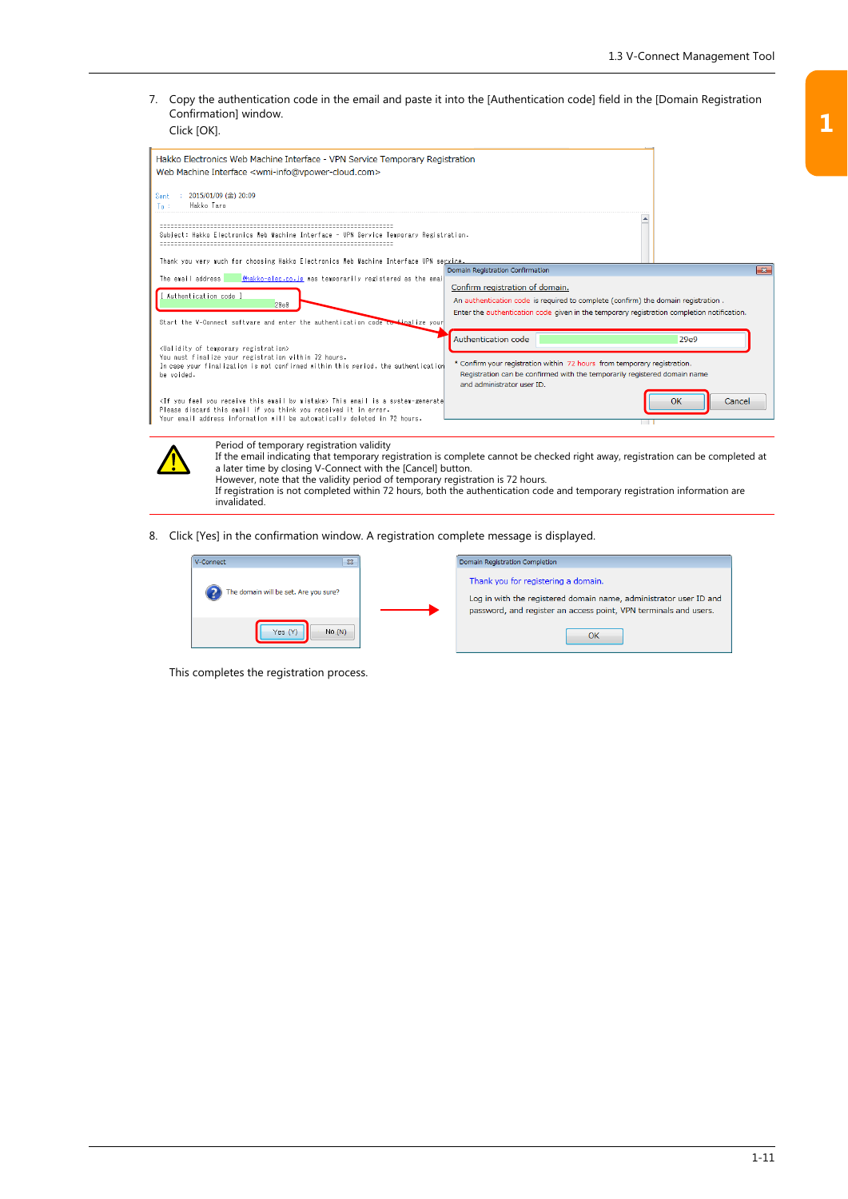7. Copy the authentication code in the email and paste it into the [Authentication code] field in the [Domain Registration Confirmation] window.
   Click [OK].

Period of temporary registration validity
If the email indicating that temporary registration is complete cannot be checked right away, registration can be completed at a later time by closing V-Connect with the [Cancel] button.
However, note that the validity period of temporary registration is 72 hours.
If registration is not completed within 72 hours, both the authentication code and temporary registration information are invalidated.

8. Click [Yes] in the confirmation window. A registration complete message is displayed.

This completes the registration process.